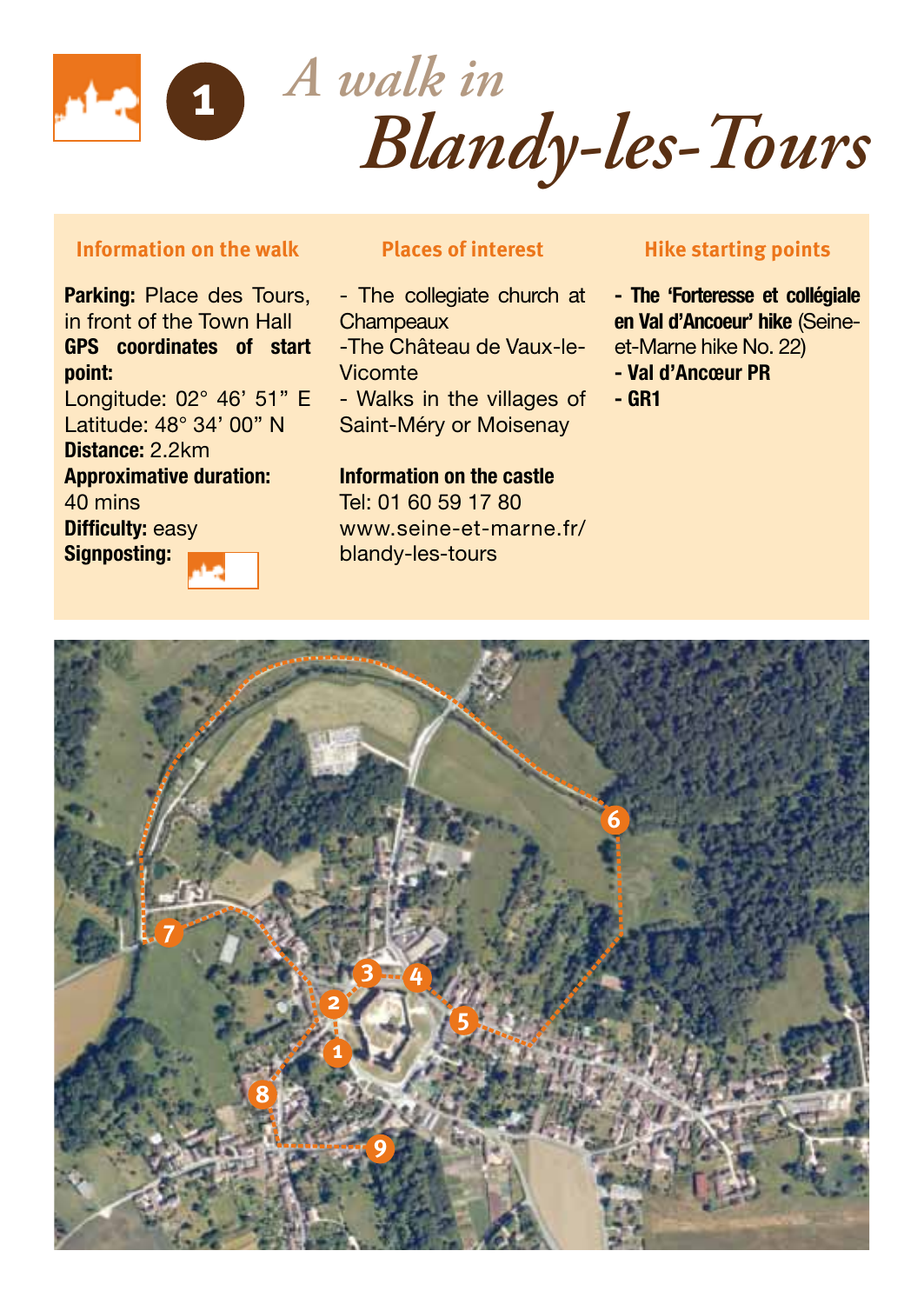# 1 *A walk in Blandy-les-Tours*

### Information on the walk

**Parking:** Place des Tours, in front of the Town Hall
**GPS coordinates of start point:**
Longitude: 02° 46' 51" E
Latitude: 48° 34' 00" N
**Distance:** 2.2km
**Approximative duration:** 40 mins
**Difficulty:** easy
**Signposting:**

### Places of interest

- The collegiate church at Champeaux
- The Château de Vaux-le-Vicomte
- Walks in the villages of Saint-Méry or Moisenay

**Information on the castle**
Tel: 01 60 59 17 80
www.seine-et-marne.fr/blandy-les-tours

### Hike starting points

- **The 'Forteresse et collégiale en Val d'Ancoeur' hike** (Seine-et-Marne hike No. 22)
- **Val d'Ancœur PR**
- **GR1**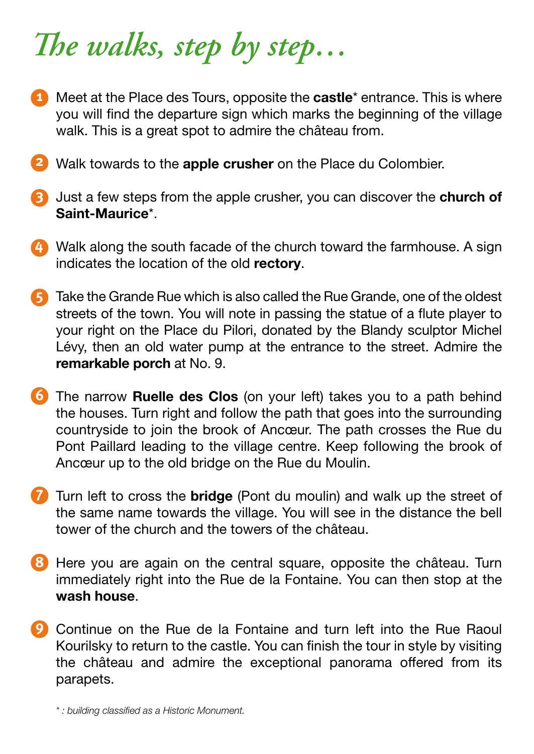# *The walks, step by step…*

1. Meet at the Place des Tours, opposite the **castle*** entrance. This is where you will find the departure sign which marks the beginning of the village walk. This is a great spot to admire the château from.

2. Walk towards to the **apple crusher** on the Place du Colombier.

3. Just a few steps from the apple crusher, you can discover the **church of Saint-Maurice***.

4. Walk along the south facade of the church toward the farmhouse. A sign indicates the location of the old **rectory**.

5. Take the Grande Rue which is also called the Rue Grande, one of the oldest streets of the town. You will note in passing the statue of a flute player to your right on the Place du Pilori, donated by the Blandy sculptor Michel Lévy, then an old water pump at the entrance to the street. Admire the **remarkable porch** at No. 9.

6. The narrow **Ruelle des Clos** (on your left) takes you to a path behind the houses. Turn right and follow the path that goes into the surrounding countryside to join the brook of Ancœur. The path crosses the Rue du Pont Paillard leading to the village centre. Keep following the brook of Ancœur up to the old bridge on the Rue du Moulin.

7. Turn left to cross the **bridge** (Pont du moulin) and walk up the street of the same name towards the village. You will see in the distance the bell tower of the church and the towers of the château.

8. Here you are again on the central square, opposite the château. Turn immediately right into the Rue de la Fontaine. You can then stop at the **wash house**.

9. Continue on the Rue de la Fontaine and turn left into the Rue Raoul Kourilsky to return to the castle. You can finish the tour in style by visiting the château and admire the exceptional panorama offered from its parapets.

*\* : building classified as a Historic Monument.*